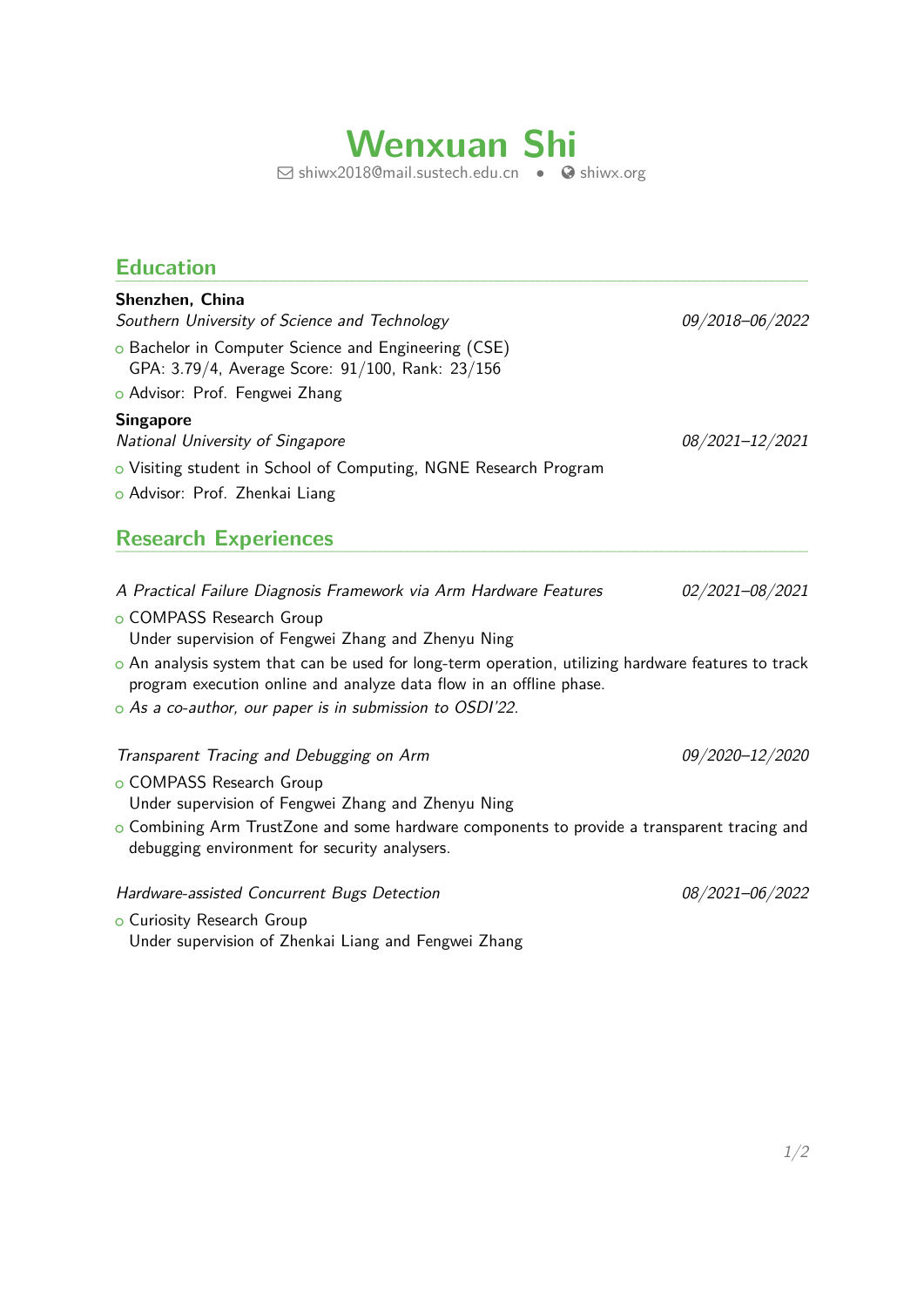# Wenxuan Shi

shiwx2018@mail.sustech.edu.cn • shiwx.org

## Education

**Shenzhen, China**
*Southern University of Science and Technology* *09/2018–06/2022*

- Bachelor in Computer Science and Engineering (CSE)
  GPA: 3.79/4, Average Score: 91/100, Rank: 23/156
- Advisor: Prof. Fengwei Zhang

**Singapore**
*National University of Singapore* *08/2021–12/2021*

- Visiting student in School of Computing, NGNE Research Program
- Advisor: Prof. Zhenkai Liang

## Research Experiences

*A Practical Failure Diagnosis Framework via Arm Hardware Features* *02/2021–08/2021*

- COMPASS Research Group
  Under supervision of Fengwei Zhang and Zhenyu Ning
- An analysis system that can be used for long-term operation, utilizing hardware features to track program execution online and analyze data flow in an offline phase.
- *As a co-author, our paper is in submission to OSDI'22.*

*Transparent Tracing and Debugging on Arm* *09/2020–12/2020*

- COMPASS Research Group
  Under supervision of Fengwei Zhang and Zhenyu Ning
- Combining Arm TrustZone and some hardware components to provide a transparent tracing and debugging environment for security analysers.

*Hardware-assisted Concurrent Bugs Detection* *08/2021–06/2022*

- Curiosity Research Group
  Under supervision of Zhenkai Liang and Fengwei Zhang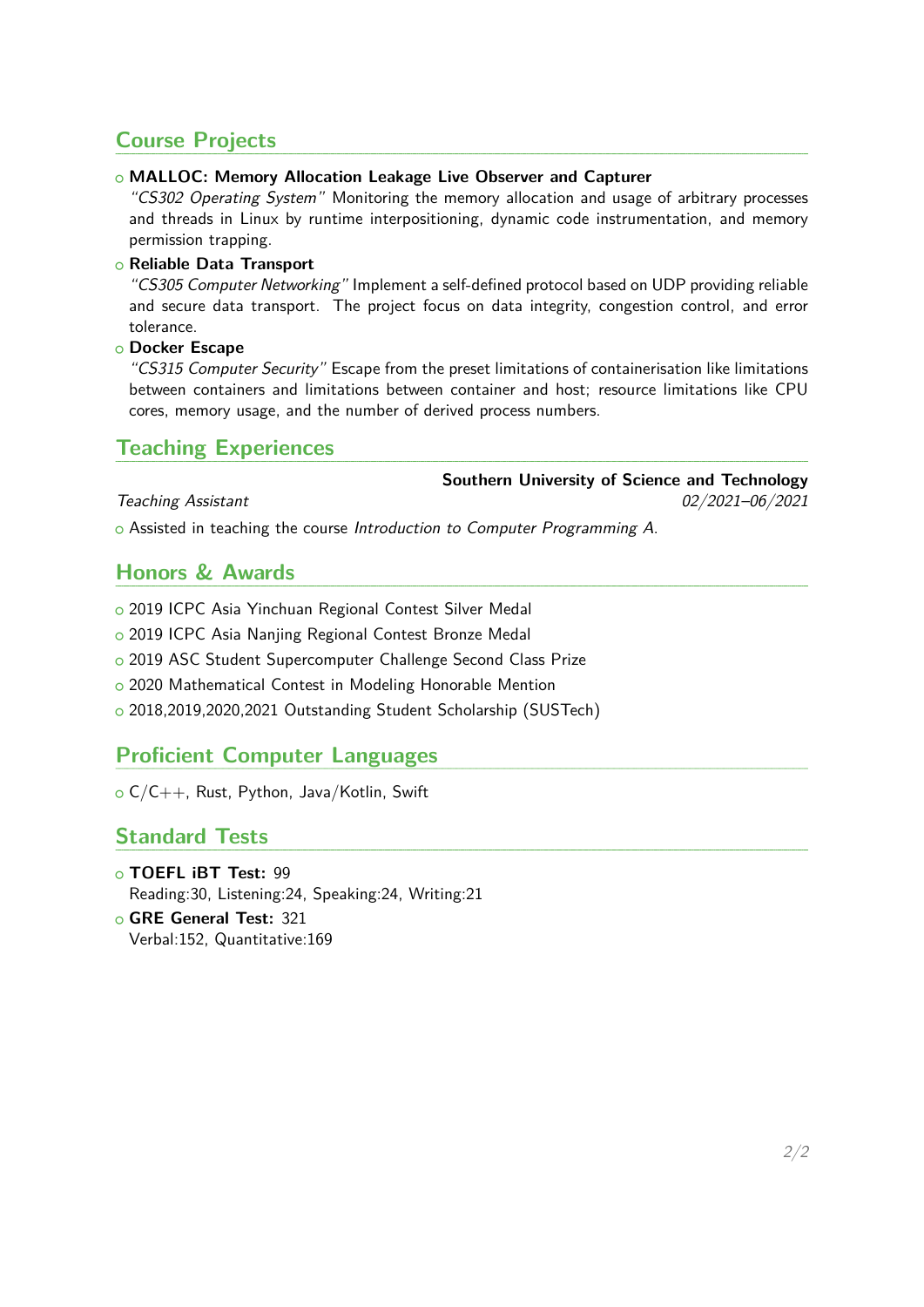## Course Projects

- **MALLOC: Memory Allocation Leakage Live Observer and Capturer**
  *"CS302 Operating System"* Monitoring the memory allocation and usage of arbitrary processes and threads in Linux by runtime interpositioning, dynamic code instrumentation, and memory permission trapping.
- **Reliable Data Transport**
  *"CS305 Computer Networking"* Implement a self-defined protocol based on UDP providing reliable and secure data transport. The project focus on data integrity, congestion control, and error tolerance.
- **Docker Escape**
  *"CS315 Computer Security"* Escape from the preset limitations of containerisation like limitations between containers and limitations between container and host; resource limitations like CPU cores, memory usage, and the number of derived process numbers.

## Teaching Experiences

**Southern University of Science and Technology**
*Teaching Assistant* — *02/2021–06/2021*

- Assisted in teaching the course *Introduction to Computer Programming A*.

## Honors & Awards

- 2019 ICPC Asia Yinchuan Regional Contest Silver Medal
- 2019 ICPC Asia Nanjing Regional Contest Bronze Medal
- 2019 ASC Student Supercomputer Challenge Second Class Prize
- 2020 Mathematical Contest in Modeling Honorable Mention
- 2018,2019,2020,2021 Outstanding Student Scholarship (SUSTech)

## Proficient Computer Languages

- C/C++, Rust, Python, Java/Kotlin, Swift

## Standard Tests

- **TOEFL iBT Test:** 99
  Reading:30, Listening:24, Speaking:24, Writing:21
- **GRE General Test:** 321
  Verbal:152, Quantitative:169